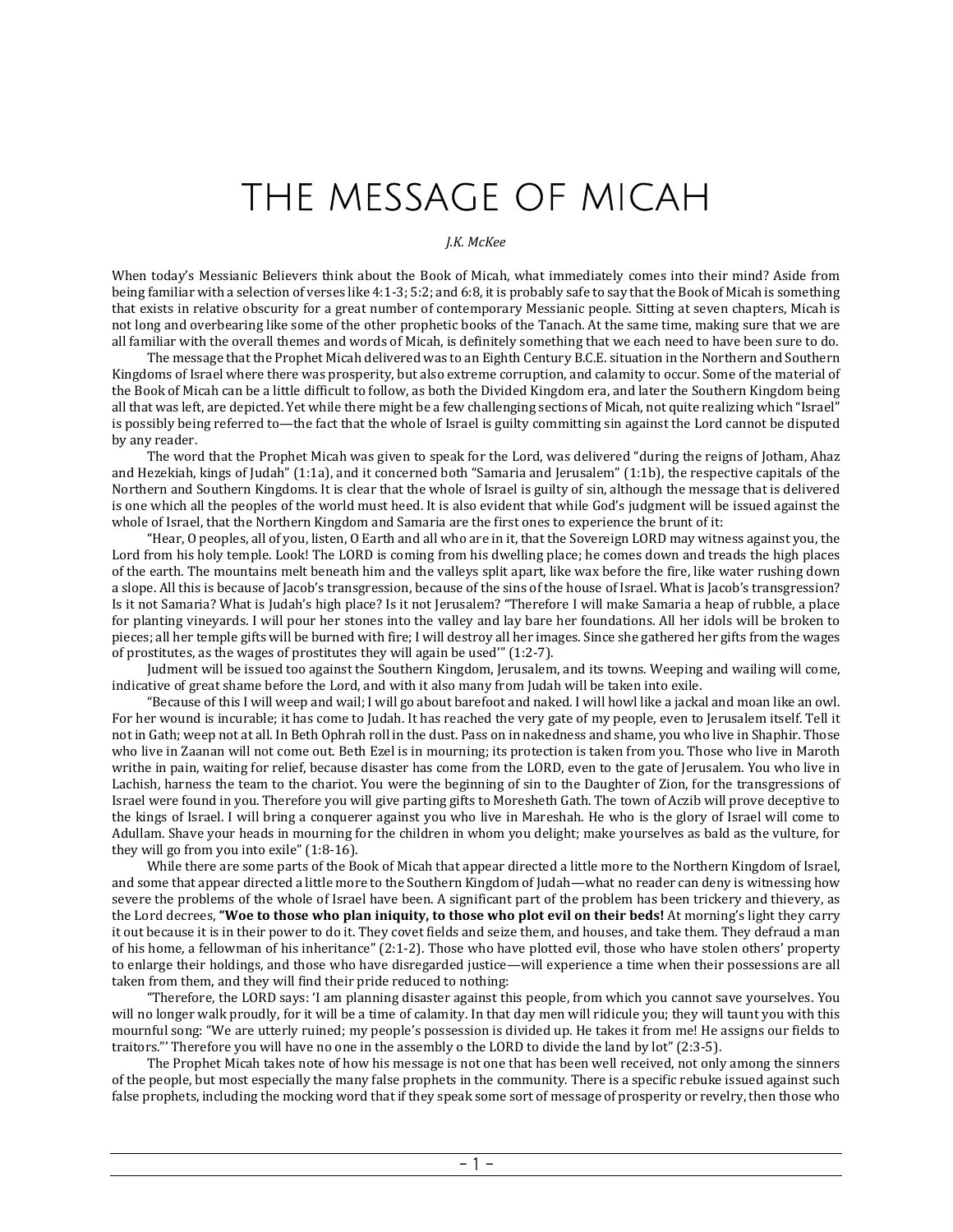# THE MESSAGE OF MICAH

*J.K. McKee*

When today's Messianic Believers think about the Book of Micah, what immediately comes into their mind? Aside from being familiar with a selection of verses like 4:1-3; 5:2; and 6:8, it is probably safe to say that the Book of Micah is something that exists in relative obscurity for a great number of contemporary Messianic people. Sitting at seven chapters, Micah is not long and overbearing like some of the other prophetic books of the Tanach. At the same time, making sure that we are all familiar with the overall themes and words of Micah, is definitely something that we each need to have been sure to do.

The message that the Prophet Micah delivered was to an Eighth Century B.C.E. situation in the Northern and Southern Kingdoms of Israel where there was prosperity, but also extreme corruption, and calamity to occur. Some of the material of the Book of Micah can be a little difficult to follow, as both the Divided Kingdom era, and later the Southern Kingdom being all that was left, are depicted. Yet while there might be a few challenging sections of Micah, not quite realizing which "Israel" is possibly being referred to—the fact that the whole of Israel is guilty committing sin against the Lord cannot be disputed by any reader.

The word that the Prophet Micah was given to speak for the Lord, was delivered "during the reigns of Jotham, Ahaz and Hezekiah, kings of Judah" (1:1a), and it concerned both "Samaria and Jerusalem" (1:1b), the respective capitals of the Northern and Southern Kingdoms. It is clear that the whole of Israel is guilty of sin, although the message that is delivered is one which all the peoples of the world must heed. It is also evident that while God's judgment will be issued against the whole of Israel, that the Northern Kingdom and Samaria are the first ones to experience the brunt of it:

"Hear, O peoples, all of you, listen, O Earth and all who are in it, that the Sovereign LORD may witness against you, the Lord from his holy temple. Look! The LORD is coming from his dwelling place; he comes down and treads the high places of the earth. The mountains melt beneath him and the valleys split apart, like wax before the fire, like water rushing down a slope. All this is because of Jacob's transgression, because of the sins of the house of Israel. What is Jacob's transgression? Is it not Samaria? What is Judah's high place? Is it not Jerusalem? "Therefore I will make Samaria a heap of rubble, a place for planting vineyards. I will pour her stones into the valley and lay bare her foundations. All her idols will be broken to pieces; all her temple gifts will be burned with fire; I will destroy all her images. Since she gathered her gifts from the wages of prostitutes, as the wages of prostitutes they will again be used'" (1:2-7).

Judment will be issued too against the Southern Kingdom, Jerusalem, and its towns. Weeping and wailing will come, indicative of great shame before the Lord, and with it also many from Judah will be taken into exile.

"Because of this I will weep and wail; I will go about barefoot and naked. I will howl like a jackal and moan like an owl. For her wound is incurable; it has come to Judah. It has reached the very gate of my people, even to Jerusalem itself. Tell it not in Gath; weep not at all. In Beth Ophrah roll in the dust. Pass on in nakedness and shame, you who live in Shaphir. Those who live in Zaanan will not come out. Beth Ezel is in mourning; its protection is taken from you. Those who live in Maroth writhe in pain, waiting for relief, because disaster has come from the LORD, even to the gate of Jerusalem. You who live in Lachish, harness the team to the chariot. You were the beginning of sin to the Daughter of Zion, for the transgressions of Israel were found in you. Therefore you will give parting gifts to Moresheth Gath. The town of Aczib will prove deceptive to the kings of Israel. I will bring a conquerer against you who live in Mareshah. He who is the glory of Israel will come to Adullam. Shave your heads in mourning for the children in whom you delight; make yourselves as bald as the vulture, for they will go from you into exile" (1:8-16).

While there are some parts of the Book of Micah that appear directed a little more to the Northern Kingdom of Israel, and some that appear directed a little more to the Southern Kingdom of Judah—what no reader can deny is witnessing how severe the problems of the whole of Israel have been. A significant part of the problem has been trickery and thievery, as the Lord decrees, **"Woe to those who plan iniquity, to those who plot evil on their beds!** At morning's light they carry it out because it is in their power to do it. They covet fields and seize them, and houses, and take them. They defraud a man of his home, a fellowman of his inheritance" (2:1-2). Those who have plotted evil, those who have stolen others' property to enlarge their holdings, and those who have disregarded justice—will experience a time when their possessions are all taken from them, and they will find their pride reduced to nothing:

"Therefore, the LORD says: 'I am planning disaster against this people, from which you cannot save yourselves. You will no longer walk proudly, for it will be a time of calamity. In that day men will ridicule you; they will taunt you with this mournful song: "We are utterly ruined; my people's possession is divided up. He takes it from me! He assigns our fields to traitors."' Therefore you will have no one in the assembly o the LORD to divide the land by lot" (2:3-5).

The Prophet Micah takes note of how his message is not one that has been well received, not only among the sinners of the people, but most especially the many false prophets in the community. There is a specific rebuke issued against such false prophets, including the mocking word that if they speak some sort of message of prosperity or revelry, then those who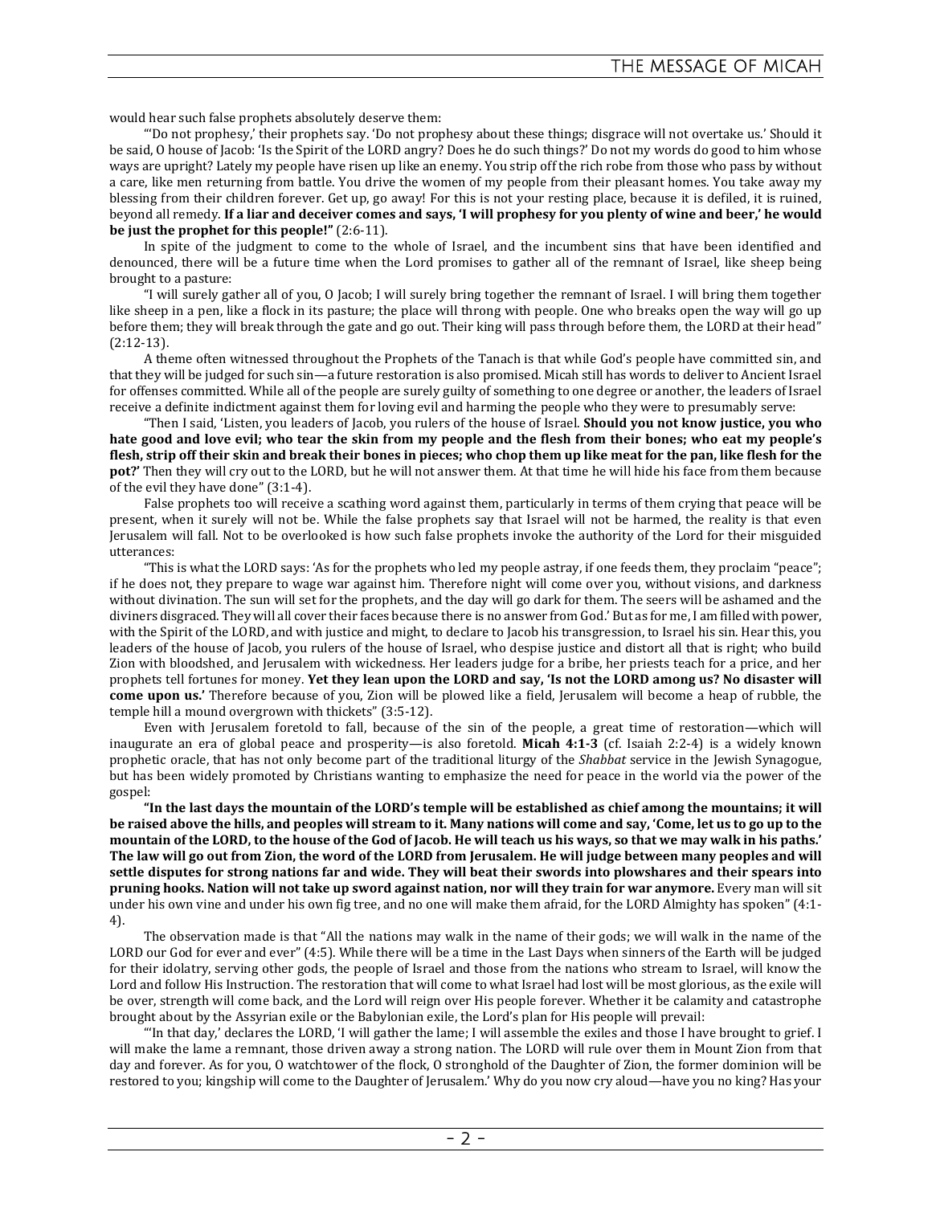would hear such false prophets absolutely deserve them:

"'Do not prophesy,' their prophets say. 'Do not prophesy about these things; disgrace will not overtake us.' Should it be said, O house of Jacob: 'Is the Spirit of the LORD angry? Does he do such things?' Do not my words do good to him whose ways are upright? Lately my people have risen up like an enemy. You strip off the rich robe from those who pass by without a care, like men returning from battle. You drive the women of my people from their pleasant homes. You take away my blessing from their children forever. Get up, go away! For this is not your resting place, because it is defiled, it is ruined, beyond all remedy. **If a liar and deceiver comes and says, 'I will prophesy for you plenty of wine and beer,' he would be just the prophet for this people!"** (2:6-11).

In spite of the judgment to come to the whole of Israel, and the incumbent sins that have been identified and denounced, there will be a future time when the Lord promises to gather all of the remnant of Israel, like sheep being brought to a pasture:

"I will surely gather all of you, O Jacob; I will surely bring together the remnant of Israel. I will bring them together like sheep in a pen, like a flock in its pasture; the place will throng with people. One who breaks open the way will go up before them; they will break through the gate and go out. Their king will pass through before them, the LORD at their head" (2:12-13).

A theme often witnessed throughout the Prophets of the Tanach is that while God's people have committed sin, and that they will be judged for such sin—a future restoration is also promised. Micah still has words to deliver to Ancient Israel for offenses committed. While all of the people are surely guilty of something to one degree or another, the leaders of Israel receive a definite indictment against them for loving evil and harming the people who they were to presumably serve:

"Then I said, 'Listen, you leaders of Jacob, you rulers of the house of Israel. **Should you not know justice, you who hate good and love evil; who tear the skin from my people and the flesh from their bones; who eat my people's flesh, strip off their skin and break their bones in pieces; who chop them up like meat for the pan, like flesh for the pot?'** Then they will cry out to the LORD, but he will not answer them. At that time he will hide his face from them because of the evil they have done" (3:1-4).

False prophets too will receive a scathing word against them, particularly in terms of them crying that peace will be present, when it surely will not be. While the false prophets say that Israel will not be harmed, the reality is that even Jerusalem will fall. Not to be overlooked is how such false prophets invoke the authority of the Lord for their misguided utterances:

"This is what the LORD says: 'As for the prophets who led my people astray, if one feeds them, they proclaim "peace"; if he does not, they prepare to wage war against him. Therefore night will come over you, without visions, and darkness without divination. The sun will set for the prophets, and the day will go dark for them. The seers will be ashamed and the diviners disgraced. They will all cover their faces because there is no answer from God.' But as for me, I am filled with power, with the Spirit of the LORD, and with justice and might, to declare to Jacob his transgression, to Israel his sin. Hear this, you leaders of the house of Jacob, you rulers of the house of Israel, who despise justice and distort all that is right; who build Zion with bloodshed, and Jerusalem with wickedness. Her leaders judge for a bribe, her priests teach for a price, and her prophets tell fortunes for money. **Yet they lean upon the LORD and say, 'Is not the LORD among us? No disaster will come upon us.'** Therefore because of you, Zion will be plowed like a field, Jerusalem will become a heap of rubble, the temple hill a mound overgrown with thickets" (3:5-12).

Even with Jerusalem foretold to fall, because of the sin of the people, a great time of restoration—which will inaugurate an era of global peace and prosperity—is also foretold. **Micah 4:1-3** (cf. Isaiah 2:2-4) is a widely known prophetic oracle, that has not only become part of the traditional liturgy of the *Shabbat* service in the Jewish Synagogue, but has been widely promoted by Christians wanting to emphasize the need for peace in the world via the power of the gospel:

**"In the last days the mountain of the LORD's temple will be established as chief among the mountains; it will be raised above the hills, and peoples will stream to it. Many nations will come and say, 'Come, let us to go up to the mountain of the LORD, to the house of the God of Jacob. He will teach us his ways, so that we may walk in his paths.' The law will go out from Zion, the word of the LORD from Jerusalem. He will judge between many peoples and will settle disputes for strong nations far and wide. They will beat their swords into plowshares and their spears into pruning hooks. Nation will not take up sword against nation, nor will they train for war anymore.** Every man will sit under his own vine and under his own fig tree, and no one will make them afraid, for the LORD Almighty has spoken" (4:1-4).

The observation made is that "All the nations may walk in the name of their gods; we will walk in the name of the LORD our God for ever and ever" (4:5). While there will be a time in the Last Days when sinners of the Earth will be judged for their idolatry, serving other gods, the people of Israel and those from the nations who stream to Israel, will know the Lord and follow His Instruction. The restoration that will come to what Israel had lost will be most glorious, as the exile will be over, strength will come back, and the Lord will reign over His people forever. Whether it be calamity and catastrophe brought about by the Assyrian exile or the Babylonian exile, the Lord's plan for His people will prevail:

"'In that day,' declares the LORD, 'I will gather the lame; I will assemble the exiles and those I have brought to grief. I will make the lame a remnant, those driven away a strong nation. The LORD will rule over them in Mount Zion from that day and forever. As for you, O watchtower of the flock, O stronghold of the Daughter of Zion, the former dominion will be restored to you; kingship will come to the Daughter of Jerusalem.' Why do you now cry aloud—have you no king? Has your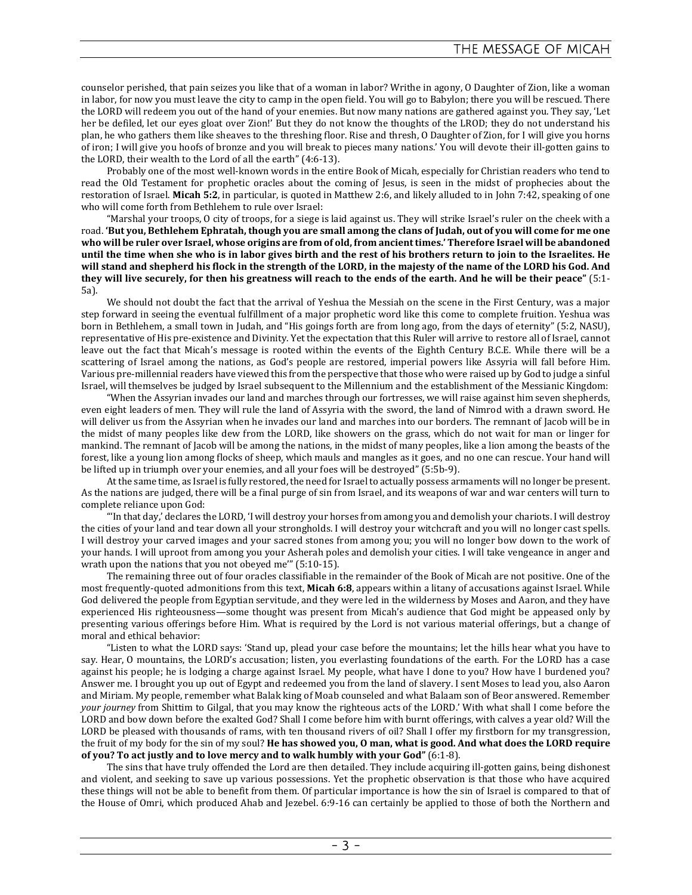counselor perished, that pain seizes you like that of a woman in labor? Writhe in agony, O Daughter of Zion, like a woman in labor, for now you must leave the city to camp in the open field. You will go to Babylon; there you will be rescued. There the LORD will redeem you out of the hand of your enemies. But now many nations are gathered against you. They say, 'Let her be defiled, let our eyes gloat over Zion!' But they do not know the thoughts of the LROD; they do not understand his plan, he who gathers them like sheaves to the threshing floor. Rise and thresh, O Daughter of Zion, for I will give you horns of iron; I will give you hoofs of bronze and you will break to pieces many nations.' You will devote their ill-gotten gains to the LORD, their wealth to the Lord of all the earth" (4:6-13).

Probably one of the most well-known words in the entire Book of Micah, especially for Christian readers who tend to read the Old Testament for prophetic oracles about the coming of Jesus, is seen in the midst of prophecies about the restoration of Israel. **Micah 5:2**, in particular, is quoted in Matthew 2:6, and likely alluded to in John 7:42, speaking of one who will come forth from Bethlehem to rule over Israel:

"Marshal your troops, O city of troops, for a siege is laid against us. They will strike Israel's ruler on the cheek with a road. **'But you, Bethlehem Ephratah, though you are small among the clans of Judah, out of you will come for me one who will be ruler over Israel, whose origins are from of old, from ancient times.' Therefore Israel will be abandoned until the time when she who is in labor gives birth and the rest of his brothers return to join to the Israelites. He will stand and shepherd his flock in the strength of the LORD, in the majesty of the name of the LORD his God. And they will live securely, for then his greatness will reach to the ends of the earth. And he will be their peace"** (5:1-5a).

We should not doubt the fact that the arrival of Yeshua the Messiah on the scene in the First Century, was a major step forward in seeing the eventual fulfillment of a major prophetic word like this come to complete fruition. Yeshua was born in Bethlehem, a small town in Judah, and "His goings forth are from long ago, from the days of eternity" (5:2, NASU), representative of His pre-existence and Divinity. Yet the expectation that this Ruler will arrive to restore all of Israel, cannot leave out the fact that Micah's message is rooted within the events of the Eighth Century B.C.E. While there will be a scattering of Israel among the nations, as God's people are restored, imperial powers like Assyria will fall before Him. Various pre-millennial readers have viewed this from the perspective that those who were raised up by God to judge a sinful Israel, will themselves be judged by Israel subsequent to the Millennium and the establishment of the Messianic Kingdom:

"When the Assyrian invades our land and marches through our fortresses, we will raise against him seven shepherds, even eight leaders of men. They will rule the land of Assyria with the sword, the land of Nimrod with a drawn sword. He will deliver us from the Assyrian when he invades our land and marches into our borders. The remnant of Jacob will be in the midst of many peoples like dew from the LORD, like showers on the grass, which do not wait for man or linger for mankind. The remnant of Jacob will be among the nations, in the midst of many peoples, like a lion among the beasts of the forest, like a young lion among flocks of sheep, which mauls and mangles as it goes, and no one can rescue. Your hand will be lifted up in triumph over your enemies, and all your foes will be destroyed" (5:5b-9).

At the same time, as Israel is fully restored, the need for Israel to actually possess armaments will no longer be present. As the nations are judged, there will be a final purge of sin from Israel, and its weapons of war and war centers will turn to complete reliance upon God:

"'In that day,' declares the LORD, 'I will destroy your horses from among you and demolish your chariots. I will destroy the cities of your land and tear down all your strongholds. I will destroy your witchcraft and you will no longer cast spells. I will destroy your carved images and your sacred stones from among you; you will no longer bow down to the work of your hands. I will uproot from among you your Asherah poles and demolish your cities. I will take vengeance in anger and wrath upon the nations that you not obeyed me'" (5:10-15).

The remaining three out of four oracles classifiable in the remainder of the Book of Micah are not positive. One of the most frequently-quoted admonitions from this text, **Micah 6:8**, appears within a litany of accusations against Israel. While God delivered the people from Egyptian servitude, and they were led in the wilderness by Moses and Aaron, and they have experienced His righteousness—some thought was present from Micah's audience that God might be appeased only by presenting various offerings before Him. What is required by the Lord is not various material offerings, but a change of moral and ethical behavior:

"Listen to what the LORD says: 'Stand up, plead your case before the mountains; let the hills hear what you have to say. Hear, O mountains, the LORD's accusation; listen, you everlasting foundations of the earth. For the LORD has a case against his people; he is lodging a charge against Israel. My people, what have I done to you? How have I burdened you? Answer me. I brought you up out of Egypt and redeemed you from the land of slavery. I sent Moses to lead you, also Aaron and Miriam. My people, remember what Balak king of Moab counseled and what Balaam son of Beor answered. Remember *your journey* from Shittim to Gilgal, that you may know the righteous acts of the LORD.' With what shall I come before the LORD and bow down before the exalted God? Shall I come before him with burnt offerings, with calves a year old? Will the LORD be pleased with thousands of rams, with ten thousand rivers of oil? Shall I offer my firstborn for my transgression, the fruit of my body for the sin of my soul? **He has showed you, O man, what is good. And what does the LORD require of you? To act justly and to love mercy and to walk humbly with your God"** (6:1-8).

The sins that have truly offended the Lord are then detailed. They include acquiring ill-gotten gains, being dishonest and violent, and seeking to save up various possessions. Yet the prophetic observation is that those who have acquired these things will not be able to benefit from them. Of particular importance is how the sin of Israel is compared to that of the House of Omri, which produced Ahab and Jezebel. 6:9-16 can certainly be applied to those of both the Northern and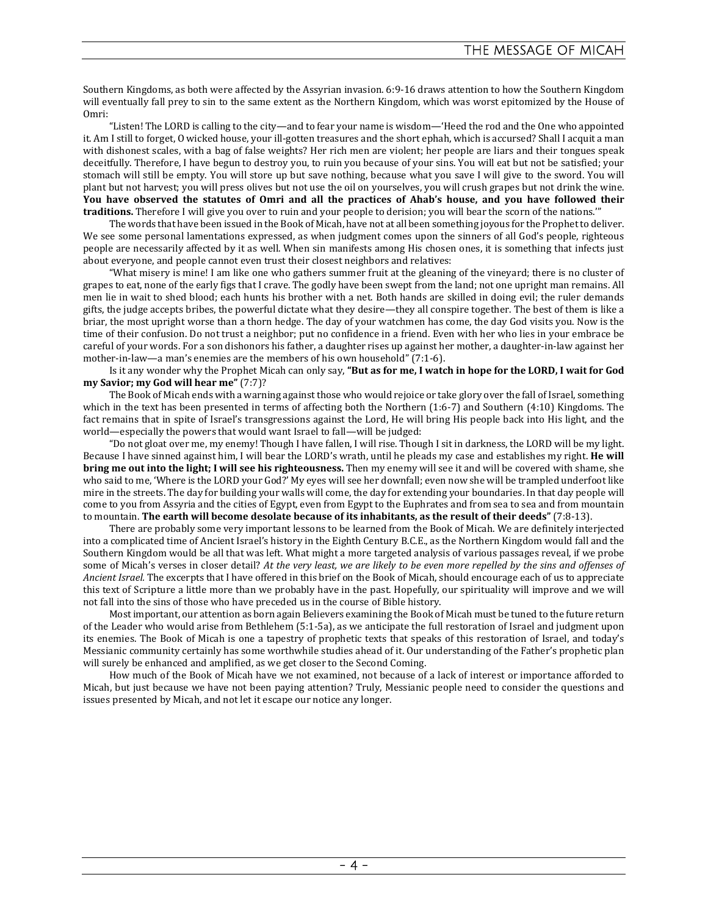Southern Kingdoms, as both were affected by the Assyrian invasion. 6:9-16 draws attention to how the Southern Kingdom will eventually fall prey to sin to the same extent as the Northern Kingdom, which was worst epitomized by the House of Omri:

"Listen! The LORD is calling to the city—and to fear your name is wisdom—'Heed the rod and the One who appointed it. Am I still to forget, O wicked house, your ill-gotten treasures and the short ephah, which is accursed? Shall I acquit a man with dishonest scales, with a bag of false weights? Her rich men are violent; her people are liars and their tongues speak deceitfully. Therefore, I have begun to destroy you, to ruin you because of your sins. You will eat but not be satisfied; your stomach will still be empty. You will store up but save nothing, because what you save I will give to the sword. You will plant but not harvest; you will press olives but not use the oil on yourselves, you will crush grapes but not drink the wine. **You have observed the statutes of Omri and all the practices of Ahab's house, and you have followed their traditions.** Therefore I will give you over to ruin and your people to derision; you will bear the scorn of the nations.'"

The words that have been issued in the Book of Micah, have not at all been something joyous for the Prophet to deliver. We see some personal lamentations expressed, as when judgment comes upon the sinners of all God's people, righteous people are necessarily affected by it as well. When sin manifests among His chosen ones, it is something that infects just about everyone, and people cannot even trust their closest neighbors and relatives:

"What misery is mine! I am like one who gathers summer fruit at the gleaning of the vineyard; there is no cluster of grapes to eat, none of the early figs that I crave. The godly have been swept from the land; not one upright man remains. All men lie in wait to shed blood; each hunts his brother with a net. Both hands are skilled in doing evil; the ruler demands gifts, the judge accepts bribes, the powerful dictate what they desire—they all conspire together. The best of them is like a briar, the most upright worse than a thorn hedge. The day of your watchmen has come, the day God visits you. Now is the time of their confusion. Do not trust a neighbor; put no confidence in a friend. Even with her who lies in your embrace be careful of your words. For a son dishonors his father, a daughter rises up against her mother, a daughter-in-law against her mother-in-law—a man's enemies are the members of his own household" (7:1-6).

Is it any wonder why the Prophet Micah can only say, **"But as for me, I watch in hope for the LORD, I wait for God my Savior; my God will hear me"** (7:7)?

The Book of Micah ends with a warning against those who would rejoice or take glory over the fall of Israel, something which in the text has been presented in terms of affecting both the Northern (1:6-7) and Southern (4:10) Kingdoms. The fact remains that in spite of Israel's transgressions against the Lord, He will bring His people back into His light, and the world—especially the powers that would want Israel to fall—will be judged:

"Do not gloat over me, my enemy! Though I have fallen, I will rise. Though I sit in darkness, the LORD will be my light. Because I have sinned against him, I will bear the LORD's wrath, until he pleads my case and establishes my right. **He will bring me out into the light; I will see his righteousness.** Then my enemy will see it and will be covered with shame, she who said to me, 'Where is the LORD your God?' My eyes will see her downfall; even now she will be trampled underfoot like mire in the streets. The day for building your walls will come, the day for extending your boundaries. In that day people will come to you from Assyria and the cities of Egypt, even from Egypt to the Euphrates and from sea to sea and from mountain to mountain. **The earth will become desolate because of its inhabitants, as the result of their deeds"** (7:8-13).

There are probably some very important lessons to be learned from the Book of Micah. We are definitely interjected into a complicated time of Ancient Israel's history in the Eighth Century B.C.E., as the Northern Kingdom would fall and the Southern Kingdom would be all that was left. What might a more targeted analysis of various passages reveal, if we probe some of Micah's verses in closer detail? *At the very least, we are likely to be even more repelled by the sins and offenses of Ancient Israel.* The excerpts that I have offered in this brief on the Book of Micah, should encourage each of us to appreciate this text of Scripture a little more than we probably have in the past. Hopefully, our spirituality will improve and we will not fall into the sins of those who have preceded us in the course of Bible history.

Most important, our attention as born again Believers examining the Book of Micah must be tuned to the future return of the Leader who would arise from Bethlehem (5:1-5a), as we anticipate the full restoration of Israel and judgment upon its enemies. The Book of Micah is one a tapestry of prophetic texts that speaks of this restoration of Israel, and today's Messianic community certainly has some worthwhile studies ahead of it. Our understanding of the Father's prophetic plan will surely be enhanced and amplified, as we get closer to the Second Coming.

How much of the Book of Micah have we not examined, not because of a lack of interest or importance afforded to Micah, but just because we have not been paying attention? Truly, Messianic people need to consider the questions and issues presented by Micah, and not let it escape our notice any longer.